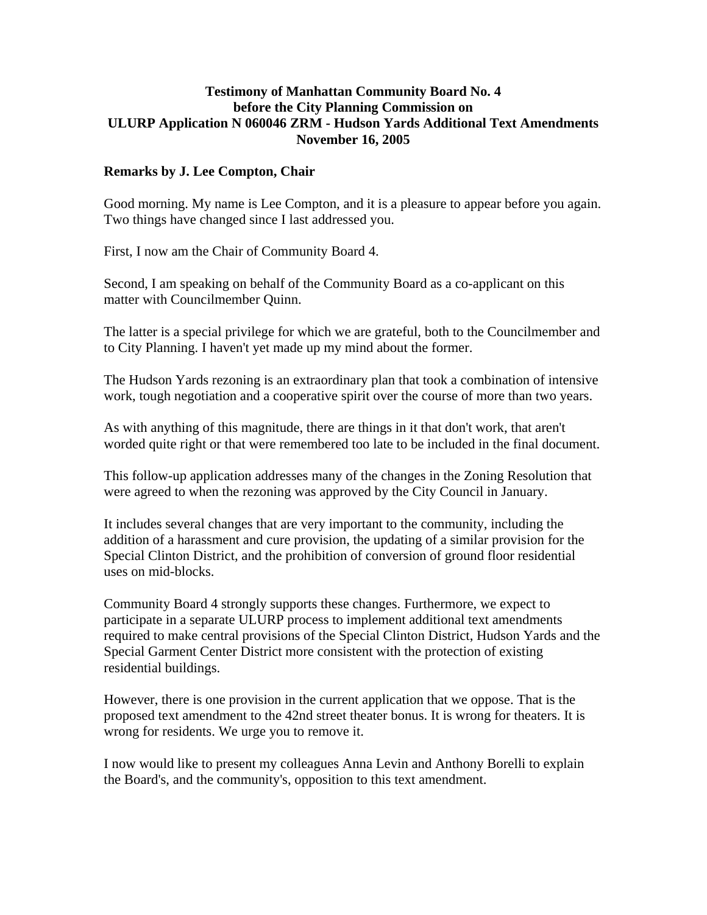# Testimony of Manhattan Community Board No. 4 before the City Planning Commission on ULURP Application N 060046 ZRM - Hudson Yards Additional Text Amendments November 16, 2005

## Remarks by J. Lee Compton, Chair

Good morning. My name is Lee Compton, and it is a pleasure to appear before you again. Two things have changed since I last addressed you.

First, I now am the Chair of Community Board 4.

Second, I am speaking on behalf of the Community Board as a co-applicant on this matter with Councilmember Quinn.

The latter is a special privilege for which we are grateful, both to the Councilmember and to City Planning. I haven't yet made up my mind about the former.

The Hudson Yards rezoning is an extraordinary plan that took a combination of intensive work, tough negotiation and a cooperative spirit over the course of more than two years.

As with anything of this magnitude, there are things in it that don't work, that aren't worded quite right or that were remembered too late to be included in the final document.

This follow-up application addresses many of the changes in the Zoning Resolution that were agreed to when the rezoning was approved by the City Council in January.

It includes several changes that are very important to the community, including the addition of a harassment and cure provision, the updating of a similar provision for the Special Clinton District, and the prohibition of conversion of ground floor residential uses on mid-blocks.

Community Board 4 strongly supports these changes. Furthermore, we expect to participate in a separate ULURP process to implement additional text amendments required to make central provisions of the Special Clinton District, Hudson Yards and the Special Garment Center District more consistent with the protection of existing residential buildings.

However, there is one provision in the current application that we oppose. That is the proposed text amendment to the 42nd street theater bonus. It is wrong for theaters. It is wrong for residents. We urge you to remove it.

I now would like to present my colleagues Anna Levin and Anthony Borelli to explain the Board's, and the community's, opposition to this text amendment.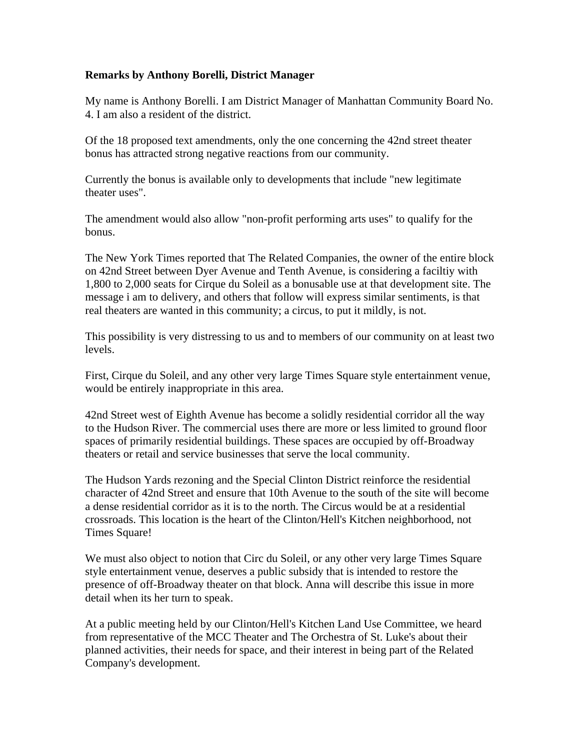**Remarks by Anthony Borelli, District Manager**

My name is Anthony Borelli. I am District Manager of Manhattan Community Board No. 4. I am also a resident of the district.

Of the 18 proposed text amendments, only the one concerning the 42nd street theater bonus has attracted strong negative reactions from our community.

Currently the bonus is available only to developments that include "new legitimate theater uses".

The amendment would also allow "non-profit performing arts uses" to qualify for the bonus.

The New York Times reported that The Related Companies, the owner of the entire block on 42nd Street between Dyer Avenue and Tenth Avenue, is considering a faciltiy with 1,800 to 2,000 seats for Cirque du Soleil as a bonusable use at that development site. The message i am to delivery, and others that follow will express similar sentiments, is that real theaters are wanted in this community; a circus, to put it mildly, is not.

This possibility is very distressing to us and to members of our community on at least two levels.

First, Cirque du Soleil, and any other very large Times Square style entertainment venue, would be entirely inappropriate in this area.

42nd Street west of Eighth Avenue has become a solidly residential corridor all the way to the Hudson River. The commercial uses there are more or less limited to ground floor spaces of primarily residential buildings. These spaces are occupied by off-Broadway theaters or retail and service businesses that serve the local community.

The Hudson Yards rezoning and the Special Clinton District reinforce the residential character of 42nd Street and ensure that 10th Avenue to the south of the site will become a dense residential corridor as it is to the north. The Circus would be at a residential crossroads. This location is the heart of the Clinton/Hell's Kitchen neighborhood, not Times Square!

We must also object to notion that Circ du Soleil, or any other very large Times Square style entertainment venue, deserves a public subsidy that is intended to restore the presence of off-Broadway theater on that block. Anna will describe this issue in more detail when its her turn to speak.

At a public meeting held by our Clinton/Hell's Kitchen Land Use Committee, we heard from representative of the MCC Theater and The Orchestra of St. Luke's about their planned activities, their needs for space, and their interest in being part of the Related Company's development.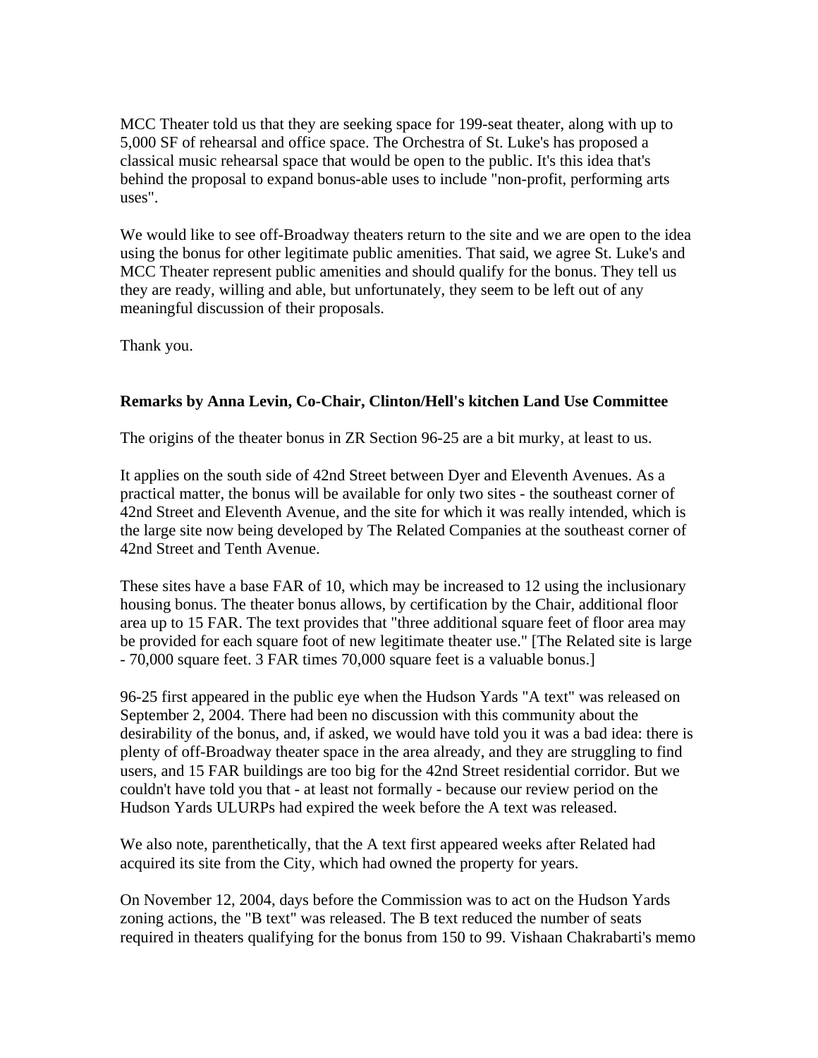MCC Theater told us that they are seeking space for 199-seat theater, along with up to 5,000 SF of rehearsal and office space. The Orchestra of St. Luke's has proposed a classical music rehearsal space that would be open to the public. It's this idea that's behind the proposal to expand bonus-able uses to include "non-profit, performing arts uses".

We would like to see off-Broadway theaters return to the site and we are open to the idea using the bonus for other legitimate public amenities. That said, we agree St. Luke's and MCC Theater represent public amenities and should qualify for the bonus. They tell us they are ready, willing and able, but unfortunately, they seem to be left out of any meaningful discussion of their proposals.

Thank you.

**Remarks by Anna Levin, Co-Chair, Clinton/Hell's kitchen Land Use Committee**

The origins of the theater bonus in ZR Section 96-25 are a bit murky, at least to us.

It applies on the south side of 42nd Street between Dyer and Eleventh Avenues. As a practical matter, the bonus will be available for only two sites - the southeast corner of 42nd Street and Eleventh Avenue, and the site for which it was really intended, which is the large site now being developed by The Related Companies at the southeast corner of 42nd Street and Tenth Avenue.

These sites have a base FAR of 10, which may be increased to 12 using the inclusionary housing bonus. The theater bonus allows, by certification by the Chair, additional floor area up to 15 FAR. The text provides that "three additional square feet of floor area may be provided for each square foot of new legitimate theater use." [The Related site is large - 70,000 square feet. 3 FAR times 70,000 square feet is a valuable bonus.]

96-25 first appeared in the public eye when the Hudson Yards "A text" was released on September 2, 2004. There had been no discussion with this community about the desirability of the bonus, and, if asked, we would have told you it was a bad idea: there is plenty of off-Broadway theater space in the area already, and they are struggling to find users, and 15 FAR buildings are too big for the 42nd Street residential corridor. But we couldn't have told you that - at least not formally - because our review period on the Hudson Yards ULURPs had expired the week before the A text was released.

We also note, parenthetically, that the A text first appeared weeks after Related had acquired its site from the City, which had owned the property for years.

On November 12, 2004, days before the Commission was to act on the Hudson Yards zoning actions, the "B text" was released. The B text reduced the number of seats required in theaters qualifying for the bonus from 150 to 99. Vishaan Chakrabarti's memo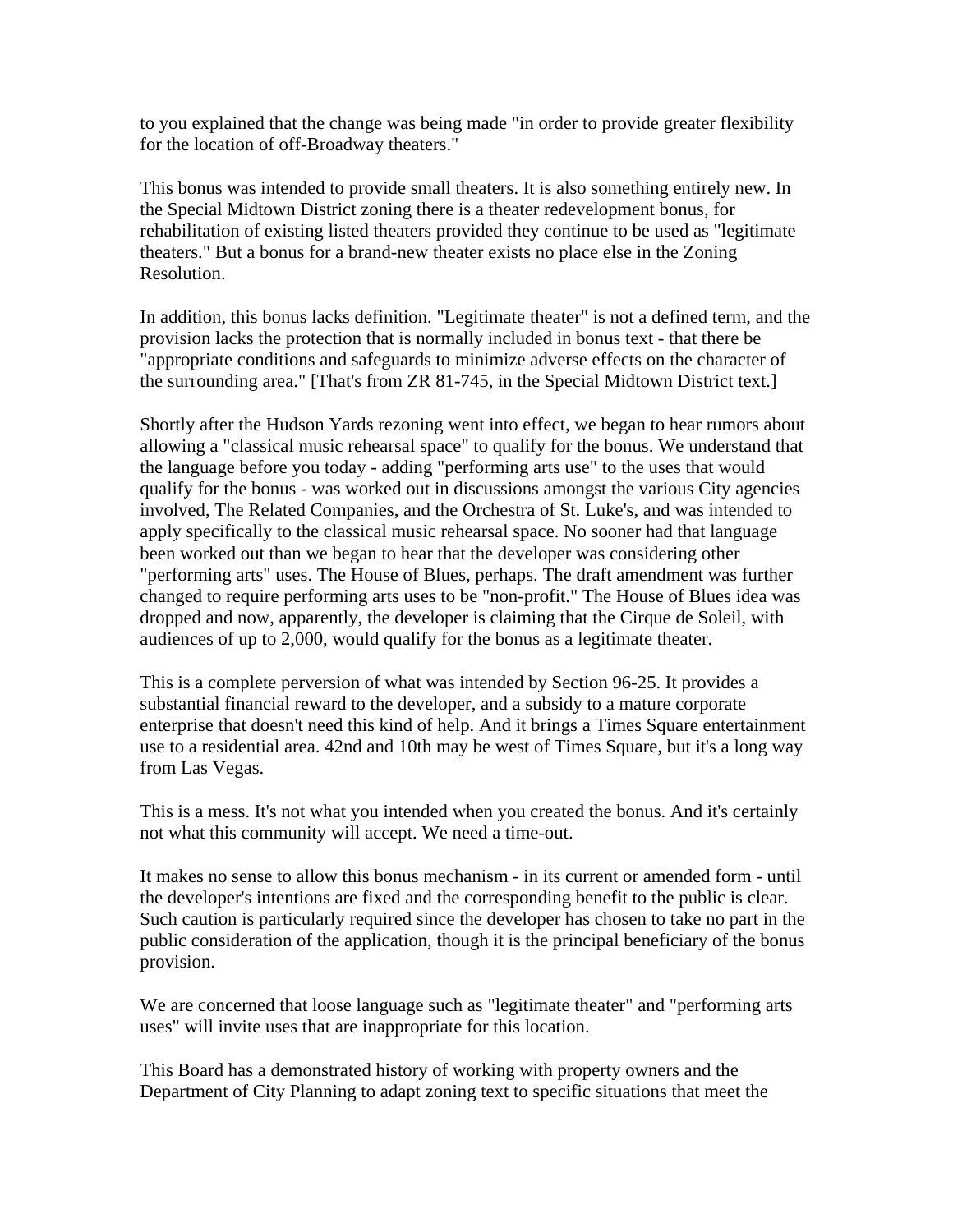to you explained that the change was being made "in order to provide greater flexibility for the location of off-Broadway theaters."

This bonus was intended to provide small theaters. It is also something entirely new. In the Special Midtown District zoning there is a theater redevelopment bonus, for rehabilitation of existing listed theaters provided they continue to be used as "legitimate theaters." But a bonus for a brand-new theater exists no place else in the Zoning Resolution.

In addition, this bonus lacks definition. "Legitimate theater" is not a defined term, and the provision lacks the protection that is normally included in bonus text - that there be "appropriate conditions and safeguards to minimize adverse effects on the character of the surrounding area." [That's from ZR 81-745, in the Special Midtown District text.]

Shortly after the Hudson Yards rezoning went into effect, we began to hear rumors about allowing a "classical music rehearsal space" to qualify for the bonus. We understand that the language before you today - adding "performing arts use" to the uses that would qualify for the bonus - was worked out in discussions amongst the various City agencies involved, The Related Companies, and the Orchestra of St. Luke's, and was intended to apply specifically to the classical music rehearsal space. No sooner had that language been worked out than we began to hear that the developer was considering other "performing arts" uses. The House of Blues, perhaps. The draft amendment was further changed to require performing arts uses to be "non-profit." The House of Blues idea was dropped and now, apparently, the developer is claiming that the Cirque de Soleil, with audiences of up to 2,000, would qualify for the bonus as a legitimate theater.

This is a complete perversion of what was intended by Section 96-25. It provides a substantial financial reward to the developer, and a subsidy to a mature corporate enterprise that doesn't need this kind of help. And it brings a Times Square entertainment use to a residential area. 42nd and 10th may be west of Times Square, but it's a long way from Las Vegas.

This is a mess. It's not what you intended when you created the bonus. And it's certainly not what this community will accept. We need a time-out.

It makes no sense to allow this bonus mechanism - in its current or amended form - until the developer's intentions are fixed and the corresponding benefit to the public is clear. Such caution is particularly required since the developer has chosen to take no part in the public consideration of the application, though it is the principal beneficiary of the bonus provision.

We are concerned that loose language such as "legitimate theater" and "performing arts uses" will invite uses that are inappropriate for this location.

This Board has a demonstrated history of working with property owners and the Department of City Planning to adapt zoning text to specific situations that meet the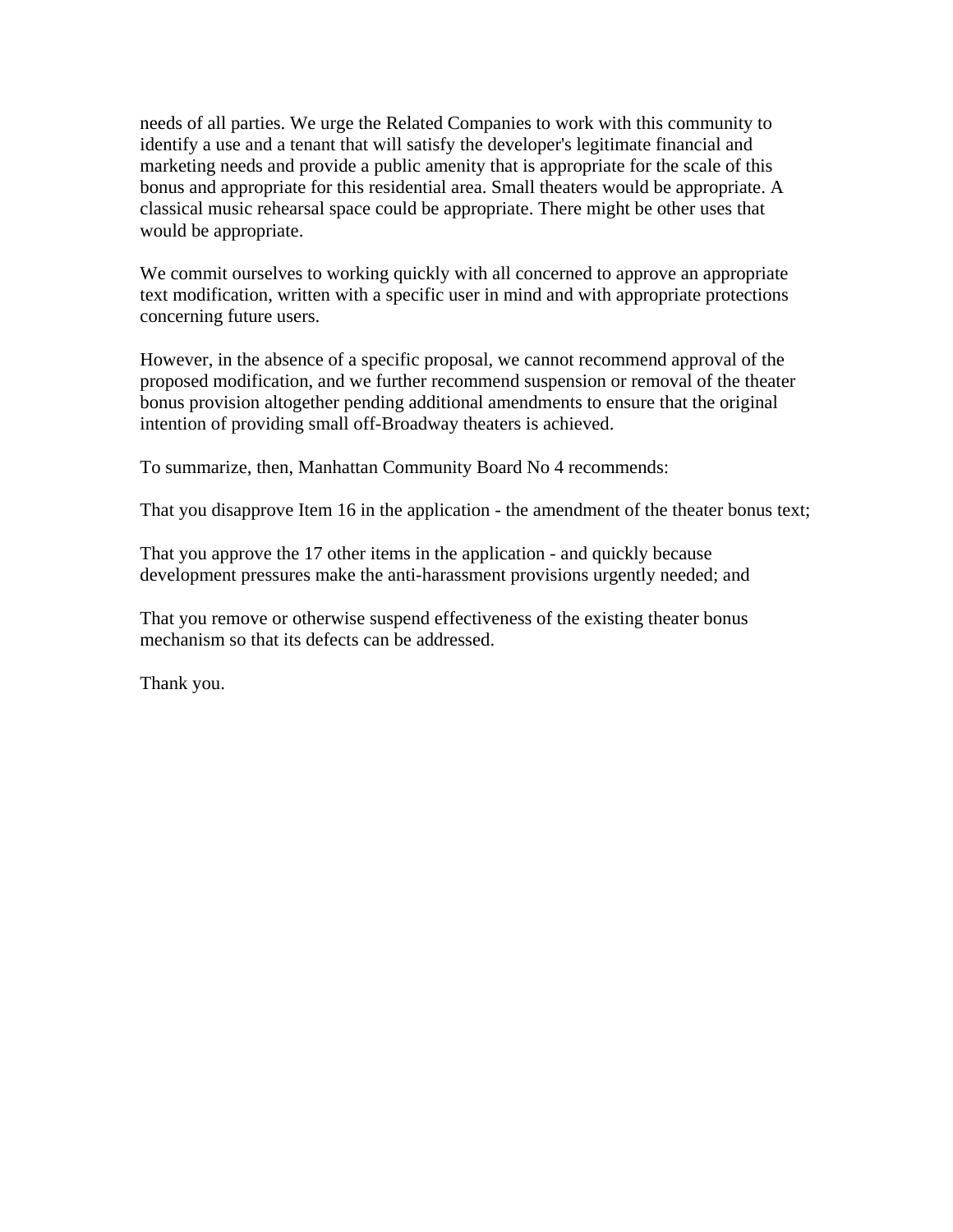needs of all parties. We urge the Related Companies to work with this community to identify a use and a tenant that will satisfy the developer's legitimate financial and marketing needs and provide a public amenity that is appropriate for the scale of this bonus and appropriate for this residential area. Small theaters would be appropriate. A classical music rehearsal space could be appropriate. There might be other uses that would be appropriate.

We commit ourselves to working quickly with all concerned to approve an appropriate text modification, written with a specific user in mind and with appropriate protections concerning future users.

However, in the absence of a specific proposal, we cannot recommend approval of the proposed modification, and we further recommend suspension or removal of the theater bonus provision altogether pending additional amendments to ensure that the original intention of providing small off-Broadway theaters is achieved.

To summarize, then, Manhattan Community Board No 4 recommends:

That you disapprove Item 16 in the application - the amendment of the theater bonus text;

That you approve the 17 other items in the application - and quickly because development pressures make the anti-harassment provisions urgently needed; and

That you remove or otherwise suspend effectiveness of the existing theater bonus mechanism so that its defects can be addressed.

Thank you.